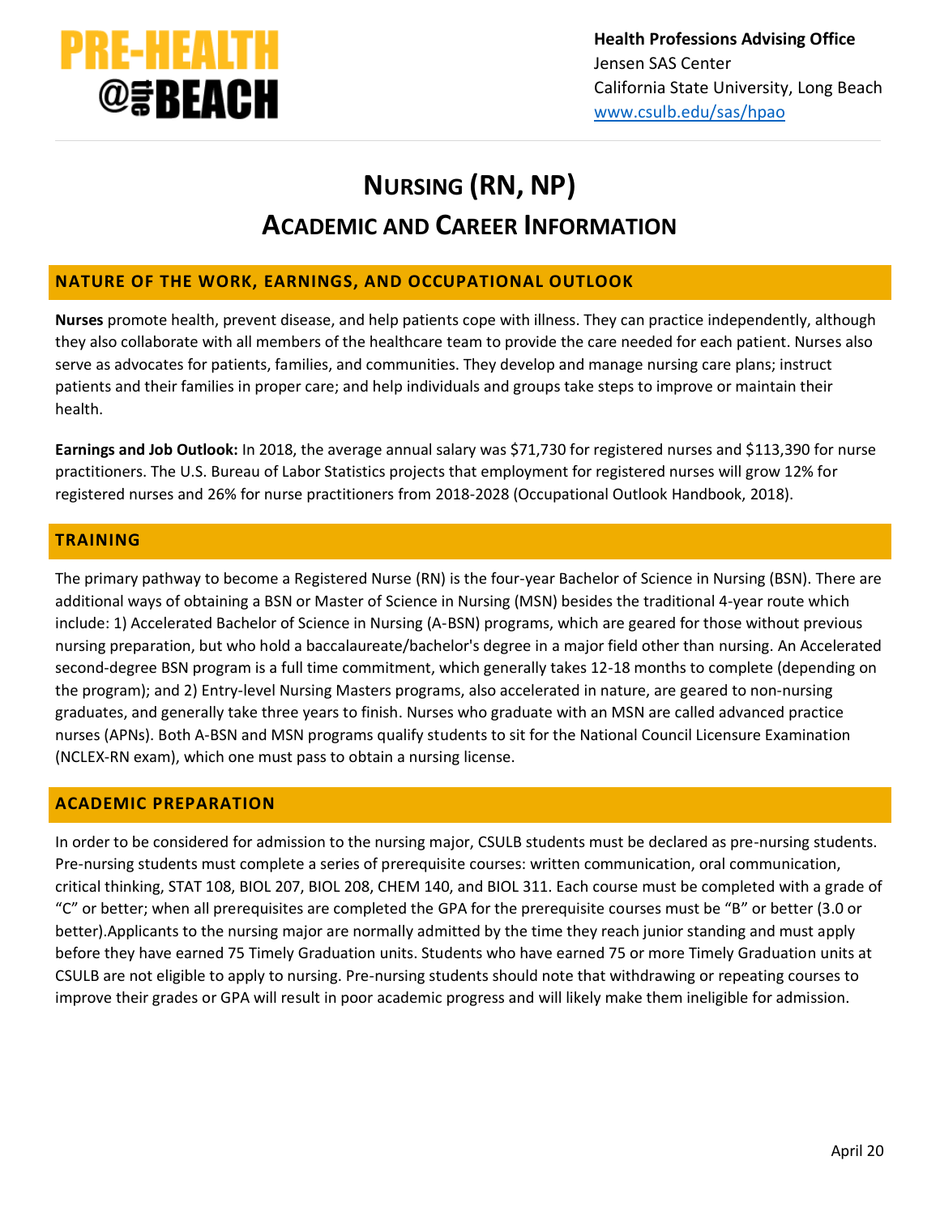**Health Professions Advising Office**
Jensen SAS Center
California State University, Long Beach
www.csulb.edu/sas/hpao

# Nursing (RN, NP)
# Academic and Career Information

## NATURE OF THE WORK, EARNINGS, AND OCCUPATIONAL OUTLOOK

**Nurses** promote health, prevent disease, and help patients cope with illness. They can practice independently, although they also collaborate with all members of the healthcare team to provide the care needed for each patient. Nurses also serve as advocates for patients, families, and communities. They develop and manage nursing care plans; instruct patients and their families in proper care; and help individuals and groups take steps to improve or maintain their health.

**Earnings and Job Outlook:** In 2018, the average annual salary was $71,730 for registered nurses and $113,390 for nurse practitioners. The U.S. Bureau of Labor Statistics projects that employment for registered nurses will grow 12% for registered nurses and 26% for nurse practitioners from 2018-2028 (Occupational Outlook Handbook, 2018).

## TRAINING

The primary pathway to become a Registered Nurse (RN) is the four-year Bachelor of Science in Nursing (BSN). There are additional ways of obtaining a BSN or Master of Science in Nursing (MSN) besides the traditional 4-year route which include: 1) Accelerated Bachelor of Science in Nursing (A-BSN) programs, which are geared for those without previous nursing preparation, but who hold a baccalaureate/bachelor's degree in a major field other than nursing. An Accelerated second-degree BSN program is a full time commitment, which generally takes 12-18 months to complete (depending on the program); and 2) Entry-level Nursing Masters programs, also accelerated in nature, are geared to non-nursing graduates, and generally take three years to finish. Nurses who graduate with an MSN are called advanced practice nurses (APNs). Both A-BSN and MSN programs qualify students to sit for the National Council Licensure Examination (NCLEX-RN exam), which one must pass to obtain a nursing license.

## ACADEMIC PREPARATION

In order to be considered for admission to the nursing major, CSULB students must be declared as pre-nursing students. Pre-nursing students must complete a series of prerequisite courses: written communication, oral communication, critical thinking, STAT 108, BIOL 207, BIOL 208, CHEM 140, and BIOL 311. Each course must be completed with a grade of “C” or better; when all prerequisites are completed the GPA for the prerequisite courses must be “B” or better (3.0 or better).Applicants to the nursing major are normally admitted by the time they reach junior standing and must apply before they have earned 75 Timely Graduation units. Students who have earned 75 or more Timely Graduation units at CSULB are not eligible to apply to nursing. Pre-nursing students should note that withdrawing or repeating courses to improve their grades or GPA will result in poor academic progress and will likely make them ineligible for admission.

April 20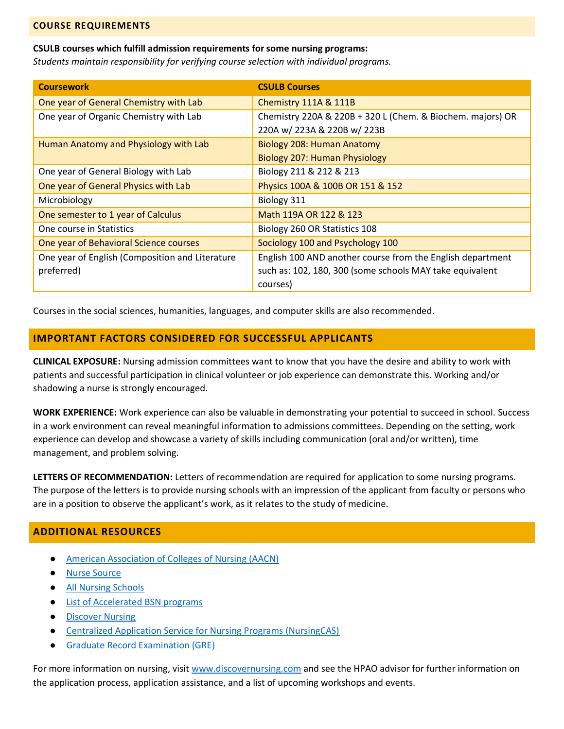## COURSE REQUIREMENTS

**CSULB courses which fulfill admission requirements for some nursing programs:**
*Students maintain responsibility for verifying course selection with individual programs.*

| Coursework | CSULB Courses |
|---|---|
| One year of General Chemistry with Lab | Chemistry 111A & 111B |
| One year of Organic Chemistry with Lab | Chemistry 220A & 220B + 320 L (Chem. & Biochem. majors) OR 220A w/ 223A & 220B w/ 223B |
| Human Anatomy and Physiology with Lab | Biology 208: Human Anatomy<br>Biology 207: Human Physiology |
| One year of General Biology with Lab | Biology 211 & 212 & 213 |
| One year of General Physics with Lab | Physics 100A & 100B OR 151 & 152 |
| Microbiology | Biology 311 |
| One semester to 1 year of Calculus | Math 119A OR 122 & 123 |
| One course in Statistics | Biology 260 OR Statistics 108 |
| One year of Behavioral Science courses | Sociology 100 and Psychology 100 |
| One year of English (Composition and Literature preferred) | English 100 AND another course from the English department such as: 102, 180, 300 (some schools MAY take equivalent courses) |

Courses in the social sciences, humanities, languages, and computer skills are also recommended.

## IMPORTANT FACTORS CONSIDERED FOR SUCCESSFUL APPLICANTS

**CLINICAL EXPOSURE:** Nursing admission committees want to know that you have the desire and ability to work with patients and successful participation in clinical volunteer or job experience can demonstrate this. Working and/or shadowing a nurse is strongly encouraged.

**WORK EXPERIENCE:** Work experience can also be valuable in demonstrating your potential to succeed in school. Success in a work environment can reveal meaningful information to admissions committees. Depending on the setting, work experience can develop and showcase a variety of skills including communication (oral and/or written), time management, and problem solving.

**LETTERS OF RECOMMENDATION:** Letters of recommendation are required for application to some nursing programs. The purpose of the letters is to provide nursing schools with an impression of the applicant from faculty or persons who are in a position to observe the applicant's work, as it relates to the study of medicine.

## ADDITIONAL RESOURCES

- American Association of Colleges of Nursing (AACN)
- Nurse Source
- All Nursing Schools
- List of Accelerated BSN programs
- Discover Nursing
- Centralized Application Service for Nursing Programs (NursingCAS)
- Graduate Record Examination (GRE)

For more information on nursing, visit www.discovernursing.com and see the HPAO advisor for further information on the application process, application assistance, and a list of upcoming workshops and events.